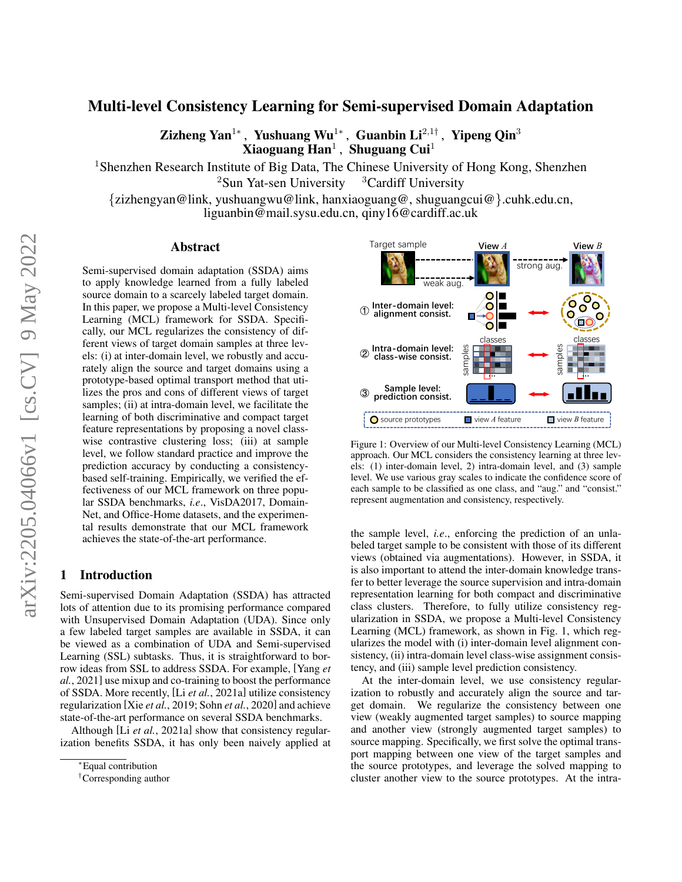# Multi-level Consistency Learning for Semi-supervised Domain Adaptation

**Zizheng Yan**[1*], **Yushuang Wu**[1*], **Guanbin Li**[2,1†], **Yipeng Qin**[3]
**Xiaoguang Han**[1], **Shuguang Cui**[1]

[1]Shenzhen Research Institute of Big Data, The Chinese University of Hong Kong, Shenzhen
[2]Sun Yat-sen University [3]Cardiff University

{zizhengyan@link, yushuangwu@link, hanxiaoguang@, shuguangcui@}.cuhk.edu.cn, liguanbin@mail.sysu.edu.cn, qiny16@cardiff.ac.uk

## Abstract

Semi-supervised domain adaptation (SSDA) aims to apply knowledge learned from a fully labeled source domain to a scarcely labeled target domain. In this paper, we propose a Multi-level Consistency Learning (MCL) framework for SSDA. Specifically, our MCL regularizes the consistency of different views of target domain samples at three levels: (i) at inter-domain level, we robustly and accurately align the source and target domains using a prototype-based optimal transport method that utilizes the pros and cons of different views of target samples; (ii) at intra-domain level, we facilitate the learning of both discriminative and compact target feature representations by proposing a novel class-wise contrastive clustering loss; (iii) at sample level, we follow standard practice and improve the prediction accuracy by conducting a consistency-based self-training. Empirically, we verified the effectiveness of our MCL framework on three popular SSDA benchmarks, *i.e.*, VisDA2017, DomainNet, and Office-Home datasets, and the experimental results demonstrate that our MCL framework achieves the state-of-the-art performance.

## 1 Introduction

Semi-supervised Domain Adaptation (SSDA) has attracted lots of attention due to its promising performance compared with Unsupervised Domain Adaptation (UDA). Since only a few labeled target samples are available in SSDA, it can be viewed as a combination of UDA and Semi-supervised Learning (SSL) subtasks. Thus, it is straightforward to borrow ideas from SSL to address SSDA. For example, [Yang *et al.*, 2021] use mixup and co-training to boost the performance of SSDA. More recently, [Li *et al.*, 2021a] utilize consistency regularization [Xie *et al.*, 2019; Sohn *et al.*, 2020] and achieve state-of-the-art performance on several SSDA benchmarks.

Although [Li *et al.*, 2021a] show that consistency regularization benefits SSDA, it has only been naively applied at

Figure 1: Overview of our Multi-level Consistency Learning (MCL) approach. Our MCL considers the consistency learning at three levels: (1) inter-domain level, 2) intra-domain level, and (3) sample level. We use various gray scales to indicate the confidence score of each sample to be classified as one class, and "aug." and "consist." represent augmentation and consistency, respectively.

the sample level, *i.e.*, enforcing the prediction of an unlabeled target sample to be consistent with those of its different views (obtained via augmentations). However, in SSDA, it is also important to attend the inter-domain knowledge transfer to better leverage the source supervision and intra-domain representation learning for both compact and discriminative class clusters. Therefore, to fully utilize consistency regularization in SSDA, we propose a Multi-level Consistency Learning (MCL) framework, as shown in Fig. 1, which regularizes the model with (i) inter-domain level alignment consistency, (ii) intra-domain level class-wise assignment consistency, and (iii) sample level prediction consistency.

At the inter-domain level, we use consistency regularization to robustly and accurately align the source and target domain. We regularize the consistency between one view (weakly augmented target samples) to source mapping and another view (strongly augmented target samples) to source mapping. Specifically, we first solve the optimal transport mapping between one view of the target samples and the source prototypes, and leverage the solved mapping to cluster another view to the source prototypes. At the intra-

*Equal contribution
†Corresponding author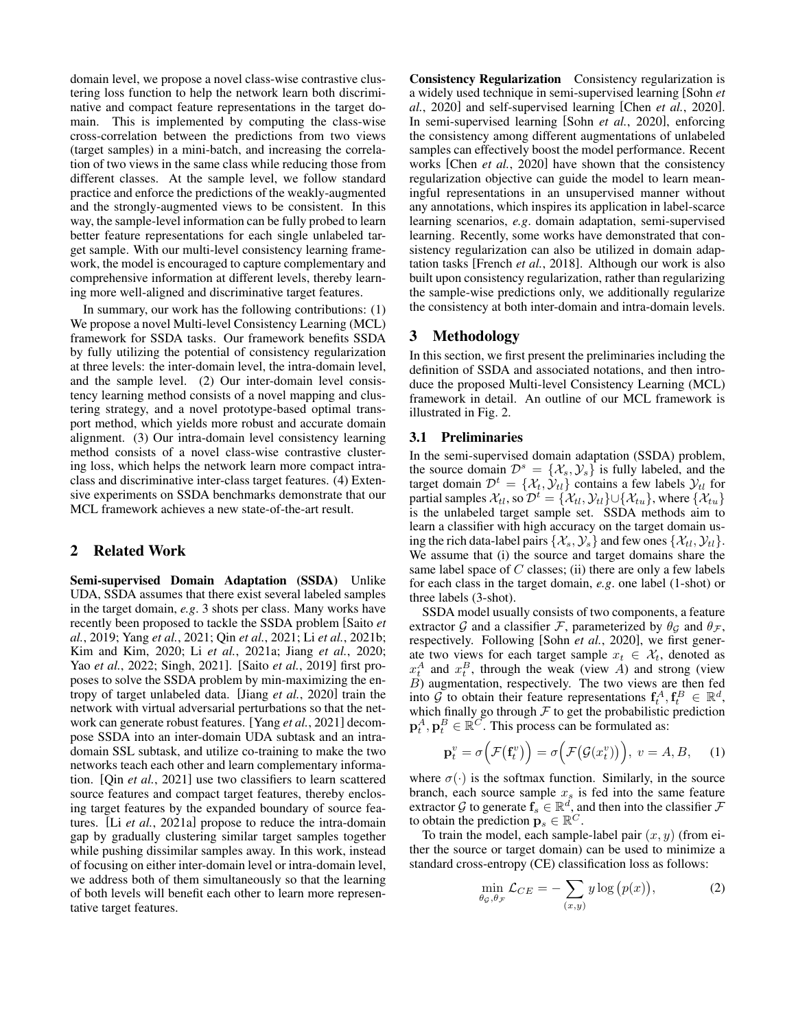domain level, we propose a novel class-wise contrastive clustering loss function to help the network learn both discriminative and compact feature representations in the target domain. This is implemented by computing the class-wise cross-correlation between the predictions from two views (target samples) in a mini-batch, and increasing the correlation of two views in the same class while reducing those from different classes. At the sample level, we follow standard practice and enforce the predictions of the weakly-augmented and the strongly-augmented views to be consistent. In this way, the sample-level information can be fully probed to learn better feature representations for each single unlabeled target sample. With our multi-level consistency learning framework, the model is encouraged to capture complementary and comprehensive information at different levels, thereby learning more well-aligned and discriminative target features.

In summary, our work has the following contributions: (1) We propose a novel Multi-level Consistency Learning (MCL) framework for SSDA tasks. Our framework benefits SSDA by fully utilizing the potential of consistency regularization at three levels: the inter-domain level, the intra-domain level, and the sample level. (2) Our inter-domain level consistency learning method consists of a novel mapping and clustering strategy, and a novel prototype-based optimal transport method, which yields more robust and accurate domain alignment. (3) Our intra-domain level consistency learning method consists of a novel class-wise contrastive clustering loss, which helps the network learn more compact intra-class and discriminative inter-class target features. (4) Extensive experiments on SSDA benchmarks demonstrate that our MCL framework achieves a new state-of-the-art result.

## 2 Related Work

**Semi-supervised Domain Adaptation (SSDA)** Unlike UDA, SSDA assumes that there exist several labeled samples in the target domain, *e.g*. 3 shots per class. Many works have recently been proposed to tackle the SSDA problem [Saito *et al.*, 2019; Yang *et al.*, 2021; Qin *et al.*, 2021; Li *et al.*, 2021b; Kim and Kim, 2020; Li *et al.*, 2021a; Jiang *et al.*, 2020; Yao *et al.*, 2022; Singh, 2021]. [Saito *et al.*, 2019] first proposes to solve the SSDA problem by min-maximizing the entropy of target unlabeled data. [Jiang *et al.*, 2020] train the network with virtual adversarial perturbations so that the network can generate robust features. [Yang *et al.*, 2021] decompose SSDA into an inter-domain UDA subtask and an intra-domain SSL subtask, and utilize co-training to make the two networks teach each other and learn complementary information. [Qin *et al.*, 2021] use two classifiers to learn scattered source features and compact target features, thereby enclosing target features by the expanded boundary of source features. [Li *et al.*, 2021a] propose to reduce the intra-domain gap by gradually clustering similar target samples together while pushing dissimilar samples away. In this work, instead of focusing on either inter-domain level or intra-domain level, we address both of them simultaneously so that the learning of both levels will benefit each other to learn more representative target features.

**Consistency Regularization** Consistency regularization is a widely used technique in semi-supervised learning [Sohn *et al.*, 2020] and self-supervised learning [Chen *et al.*, 2020]. In semi-supervised learning [Sohn *et al.*, 2020], enforcing the consistency among different augmentations of unlabeled samples can effectively boost the model performance. Recent works [Chen *et al.*, 2020] have shown that the consistency regularization objective can guide the model to learn meaningful representations in an unsupervised manner without any annotations, which inspires its application in label-scarce learning scenarios, *e.g*. domain adaptation, semi-supervised learning. Recently, some works have demonstrated that consistency regularization can also be utilized in domain adaptation tasks [French *et al.*, 2018]. Although our work is also built upon consistency regularization, rather than regularizing the sample-wise predictions only, we additionally regularize the consistency at both inter-domain and intra-domain levels.

## 3 Methodology

In this section, we first present the preliminaries including the definition of SSDA and associated notations, and then introduce the proposed Multi-level Consistency Learning (MCL) framework in detail. An outline of our MCL framework is illustrated in Fig. 2.

### 3.1 Preliminaries

In the semi-supervised domain adaptation (SSDA) problem, the source domain $\mathcal{D}^s = \{\mathcal{X}_s, \mathcal{Y}_s\}$ is fully labeled, and the target domain $\mathcal{D}^t = \{\mathcal{X}_t, \mathcal{Y}_{tl}\}$ contains a few labels $\mathcal{Y}_{tl}$ for partial samples $\mathcal{X}_{tl}$, so $\mathcal{D}^t = \{\mathcal{X}_{tl}, \mathcal{Y}_{tl}\} \cup \{\mathcal{X}_{tu}\}$, where $\{\mathcal{X}_{tu}\}$ is the unlabeled target sample set. SSDA methods aim to learn a classifier with high accuracy on the target domain using the rich data-label pairs $\{\mathcal{X}_s, \mathcal{Y}_s\}$ and few ones $\{\mathcal{X}_{tl}, \mathcal{Y}_{tl}\}$. We assume that (i) the source and target domains share the same label space of $C$ classes; (ii) there are only a few labels for each class in the target domain, *e.g*. one label (1-shot) or three labels (3-shot).

SSDA model usually consists of two components, a feature extractor $\mathcal{G}$ and a classifier $\mathcal{F}$, parameterized by $\theta_{\mathcal{G}}$ and $\theta_{\mathcal{F}}$, respectively. Following [Sohn *et al.*, 2020], we first generate two views for each target sample $x_t \in \mathcal{X}_t$, denoted as $x_t^A$ and $x_t^B$, through the weak (view $A$) and strong (view $B$) augmentation, respectively. The two views are then fed into $\mathcal{G}$ to obtain their feature representations $\mathbf{f}_t^A, \mathbf{f}_t^B \in \mathbb{R}^d$, which finally go through $\mathcal{F}$ to get the probabilistic prediction $\mathbf{p}_t^A, \mathbf{p}_t^B \in \mathbb{R}^C$. This process can be formulated as:

$$\mathbf{p}_t^v = \sigma\Big(\mathcal{F}\big(\mathbf{f}_t^v\big)\Big) = \sigma\Big(\mathcal{F}\big(\mathcal{G}(x_t^v)\big)\Big),\ v = A, B, \quad (1)$$

where $\sigma(\cdot)$ is the softmax function. Similarly, in the source branch, each source sample $x_s$ is fed into the same feature extractor $\mathcal{G}$ to generate $\mathbf{f}_s \in \mathbb{R}^d$, and then into the classifier $\mathcal{F}$ to obtain the prediction $\mathbf{p}_s \in \mathbb{R}^C$.

To train the model, each sample-label pair $(x, y)$ (from either the source or target domain) can be used to minimize a standard cross-entropy (CE) classification loss as follows:

$$\min_{\theta_{\mathcal{G}}, \theta_{\mathcal{F}}} \mathcal{L}_{CE} = -\sum_{(x,y)} y \log\big(p(x)\big), \quad (2)$$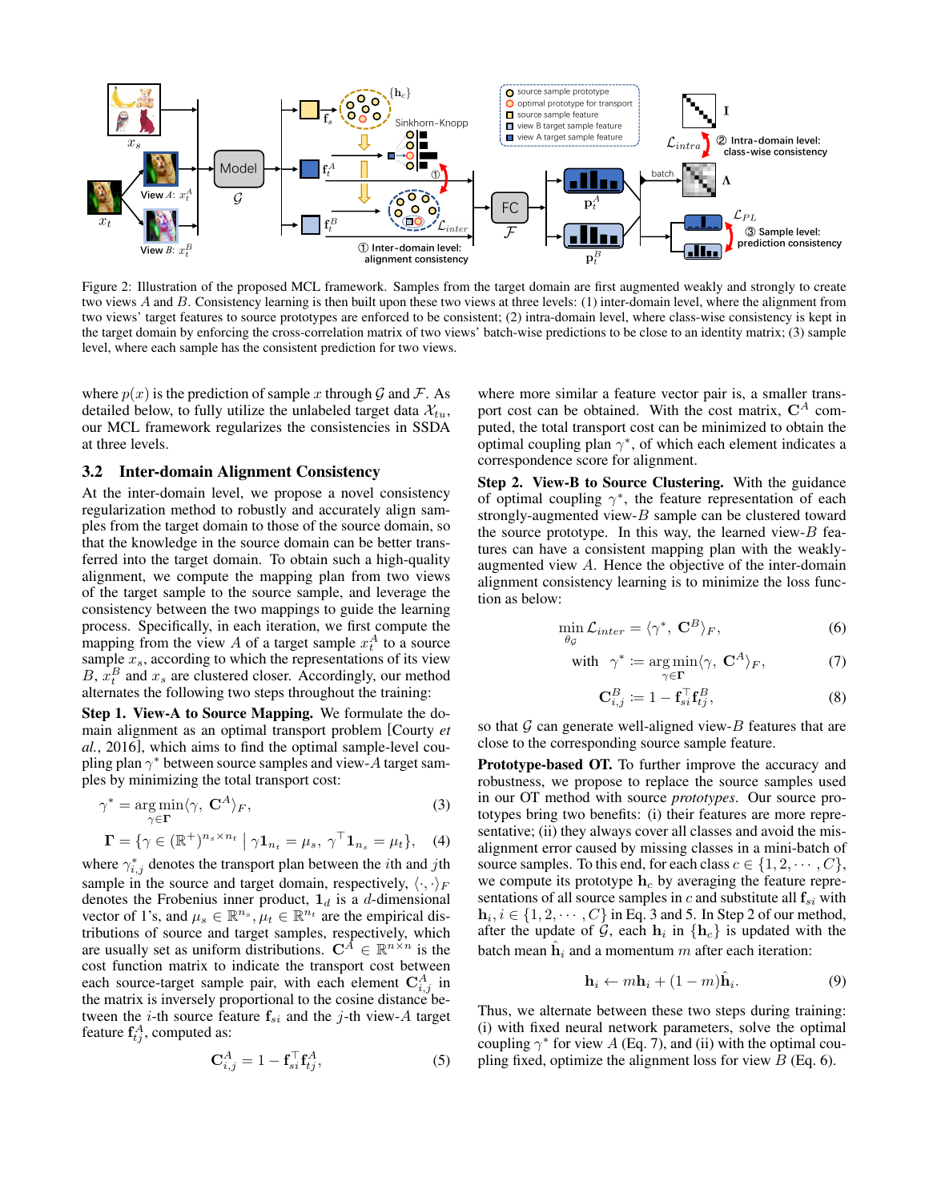Figure 2: Illustration of the proposed MCL framework. Samples from the target domain are first augmented weakly and strongly to create two views $A$ and $B$. Consistency learning is then built upon these two views at three levels: (1) inter-domain level, where the alignment from two views' target features to source prototypes are enforced to be consistent; (2) intra-domain level, where class-wise consistency is kept in the target domain by enforcing the cross-correlation matrix of two views' batch-wise predictions to be close to an identity matrix; (3) sample level, where each sample has the consistent prediction for two views.

where $p(x)$ is the prediction of sample $x$ through $\mathcal{G}$ and $\mathcal{F}$. As detailed below, to fully utilize the unlabeled target data $\mathcal{X}_{tu}$, our MCL framework regularizes the consistencies in SSDA at three levels.

## 3.2 Inter-domain Alignment Consistency

At the inter-domain level, we propose a novel consistency regularization method to robustly and accurately align samples from the target domain to those of the source domain, so that the knowledge in the source domain can be better transferred into the target domain. To obtain such a high-quality alignment, we compute the mapping plan from two views of the target sample to the source sample, and leverage the consistency between the two mappings to guide the learning process. Specifically, in each iteration, we first compute the mapping from the view $A$ of a target sample $x_t^A$ to a source sample $x_s$, according to which the representations of its view $B$, $x_t^B$ and $x_s$ are clustered closer. Accordingly, our method alternates the following two steps throughout the training:

**Step 1. View-A to Source Mapping.** We formulate the domain alignment as an optimal transport problem [Courty *et al.*, 2016], which aims to find the optimal sample-level coupling plan $\gamma^*$ between source samples and view-$A$ target samples by minimizing the total transport cost:

$$\gamma^* = \underset{\gamma \in \boldsymbol{\Gamma}}{\arg\min} \langle \gamma, \mathbf{C}^A \rangle_F, \tag{3}$$

$$\boldsymbol{\Gamma} = \{\gamma \in (\mathbb{R}^+)^{n_s \times n_t} \mid \gamma \mathbf{1}_{n_t} = \mu_s, \ \gamma^\top \mathbf{1}_{n_s} = \mu_t\}, \tag{4}$$

where $\gamma_{i,j}^*$ denotes the transport plan between the $i$th and $j$th sample in the source domain and target domain, respectively, $\langle \cdot, \cdot \rangle_F$ denotes the Frobenius inner product, $\mathbf{1}_d$ is a $d$-dimensional vector of 1's, and $\mu_s \in \mathbb{R}^{n_s}, \mu_t \in \mathbb{R}^{n_t}$ are the empirical distributions of source and target samples, respectively, which are usually set as uniform distributions. $\mathbf{C}^A \in \mathbb{R}^{n \times n}$ is the cost function matrix to indicate the transport cost between each source-target sample pair, with each element $\mathbf{C}_{i,j}^A$ in the matrix is inversely proportional to the cosine distance between the $i$-th source feature $\mathbf{f}_{si}$ and the $j$-th view-$A$ target feature $\mathbf{f}_{tj}^A$, computed as:

$$\mathbf{C}_{i,j}^A = 1 - \mathbf{f}_{si}^\top \mathbf{f}_{tj}^A, \tag{5}$$

where more similar a feature vector pair is, a smaller transport cost can be obtained. With the cost matrix, $\mathbf{C}^A$ computed, the total transport cost can be minimized to obtain the optimal coupling plan $\gamma^*$, of which each element indicates a correspondence score for alignment.

**Step 2. View-B to Source Clustering.** With the guidance of optimal coupling $\gamma^*$, the feature representation of each strongly-augmented view-$B$ sample can be clustered toward the source prototype. In this way, the learned view-$B$ features can have a consistent mapping plan with the weakly-augmented view $A$. Hence the objective of the inter-domain alignment consistency learning is to minimize the loss function as below:

$$\min_{\theta_{\mathcal{G}}} \mathcal{L}_{inter} = \langle \gamma^*, \ \mathbf{C}^B \rangle_F, \tag{6}$$

$$\text{with} \quad \gamma^* := \underset{\gamma \in \boldsymbol{\Gamma}}{\arg\min} \langle \gamma, \ \mathbf{C}^A \rangle_F, \tag{7}$$

$$\mathbf{C}_{i,j}^B := 1 - \mathbf{f}_{si}^\top \mathbf{f}_{tj}^B, \tag{8}$$

so that $\mathcal{G}$ can generate well-aligned view-$B$ features that are close to the corresponding source sample feature.

**Prototype-based OT.** To further improve the accuracy and robustness, we propose to replace the source samples used in our OT method with source *prototypes*. Our source prototypes bring two benefits: (i) their features are more representative; (ii) they always cover all classes and avoid the misalignment error caused by missing classes in a mini-batch of source samples. To this end, for each class $c \in \{1, 2, \cdots, C\}$, we compute its prototype $\mathbf{h}_c$ by averaging the feature representations of all source samples in $c$ and substitute all $\mathbf{f}_{si}$ with $\mathbf{h}_i, i \in \{1, 2, \cdots, C\}$ in Eq. 3 and 5. In Step 2 of our method, after the update of $\mathcal{G}$, each $\mathbf{h}_i$ in $\{\mathbf{h}_c\}$ is updated with the batch mean $\hat{\mathbf{h}}_i$ and a momentum $m$ after each iteration:

$$\mathbf{h}_i \leftarrow m\mathbf{h}_i + (1 - m)\hat{\mathbf{h}}_i. \tag{9}$$

Thus, we alternate between these two steps during training: (i) with fixed neural network parameters, solve the optimal coupling $\gamma^*$ for view $A$ (Eq. 7), and (ii) with the optimal coupling fixed, optimize the alignment loss for view $B$ (Eq. 6).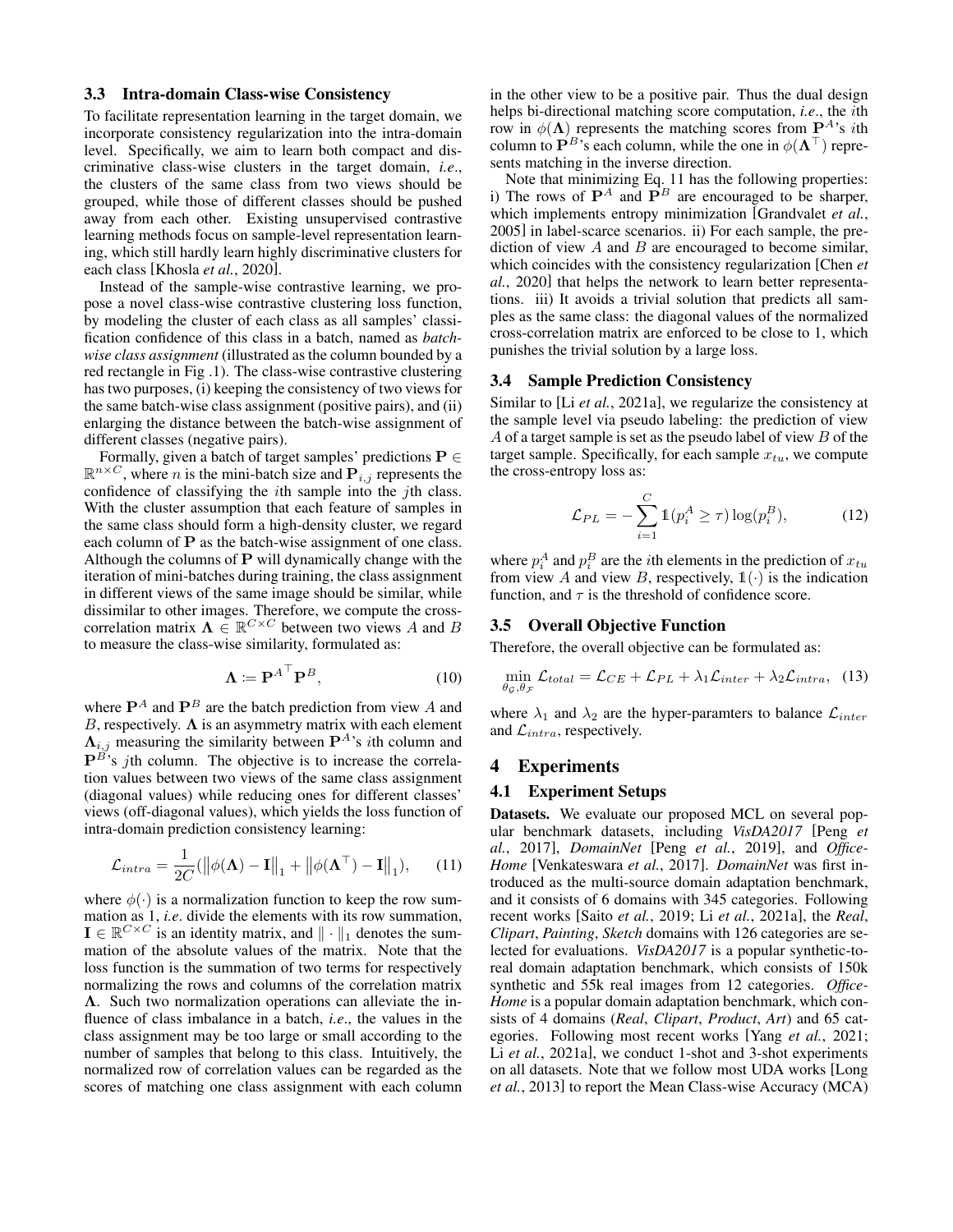### 3.3 Intra-domain Class-wise Consistency

To facilitate representation learning in the target domain, we incorporate consistency regularization into the intra-domain level. Specifically, we aim to learn both compact and discriminative class-wise clusters in the target domain, *i.e*., the clusters of the same class from two views should be grouped, while those of different classes should be pushed away from each other. Existing unsupervised contrastive learning methods focus on sample-level representation learning, which still hardly learn highly discriminative clusters for each class [Khosla *et al.*, 2020].

Instead of the sample-wise contrastive learning, we propose a novel class-wise contrastive clustering loss function, by modeling the cluster of each class as all samples' classification confidence of this class in a batch, named as *batch-wise class assignment* (illustrated as the column bounded by a red rectangle in Fig .1). The class-wise contrastive clustering has two purposes, (i) keeping the consistency of two views for the same batch-wise class assignment (positive pairs), and (ii) enlarging the distance between the batch-wise assignment of different classes (negative pairs).

Formally, given a batch of target samples' predictions $\mathbf{P} \in \mathbb{R}^{n \times C}$, where $n$ is the mini-batch size and $\mathbf{P}_{i,j}$ represents the confidence of classifying the $i$th sample into the $j$th class. With the cluster assumption that each feature of samples in the same class should form a high-density cluster, we regard each column of $\mathbf{P}$ as the batch-wise assignment of one class. Although the columns of $\mathbf{P}$ will dynamically change with the iteration of mini-batches during training, the class assignment in different views of the same image should be similar, while dissimilar to other images. Therefore, we compute the cross-correlation matrix $\mathbf{\Lambda} \in \mathbb{R}^{C \times C}$ between two views $A$ and $B$ to measure the class-wise similarity, formulated as:

$$\mathbf{\Lambda} \coloneqq \mathbf{P}^{A^\top} \mathbf{P}^{B}, \tag{10}$$

where $\mathbf{P}^A$ and $\mathbf{P}^B$ are the batch prediction from view $A$ and $B$, respectively. $\mathbf{\Lambda}$ is an asymmetry matrix with each element $\mathbf{\Lambda}_{i,j}$ measuring the similarity between $\mathbf{P}^A$'s $i$th column and $\mathbf{P}^B$'s $j$th column. The objective is to increase the correlation values between two views of the same class assignment (diagonal values) while reducing ones for different classes' views (off-diagonal values), which yields the loss function of intra-domain prediction consistency learning:

$$\mathcal{L}_{intra} = \frac{1}{2C}\left(\left\|\phi(\mathbf{\Lambda}) - \mathbf{I}\right\|_1 + \left\|\phi(\mathbf{\Lambda}^\top) - \mathbf{I}\right\|_1\right), \tag{11}$$

where $\phi(\cdot)$ is a normalization function to keep the row summation as 1, *i.e*. divide the elements with its row summation, $\mathbf{I} \in \mathbb{R}^{C \times C}$ is an identity matrix, and $\|\cdot\|_1$ denotes the summation of the absolute values of the matrix. Note that the loss function is the summation of two terms for respectively normalizing the rows and columns of the correlation matrix $\mathbf{\Lambda}$. Such two normalization operations can alleviate the influence of class imbalance in a batch, *i.e*., the values in the class assignment may be too large or small according to the number of samples that belong to this class. Intuitively, the normalized row of correlation values can be regarded as the scores of matching one class assignment with each column in the other view to be a positive pair. Thus the dual design helps bi-directional matching score computation, *i.e*., the $i$th row in $\phi(\mathbf{\Lambda})$ represents the matching scores from $\mathbf{P}^A$'s $i$th column to $\mathbf{P}^B$'s each column, while the one in $\phi(\mathbf{\Lambda}^\top)$ represents matching in the inverse direction.

Note that minimizing Eq. 11 has the following properties: i) The rows of $\mathbf{P}^A$ and $\mathbf{P}^B$ are encouraged to be sharper, which implements entropy minimization [Grandvalet *et al.*, 2005] in label-scarce scenarios. ii) For each sample, the prediction of view $A$ and $B$ are encouraged to become similar, which coincides with the consistency regularization [Chen *et al.*, 2020] that helps the network to learn better representations. iii) It avoids a trivial solution that predicts all samples as the same class: the diagonal values of the normalized cross-correlation matrix are enforced to be close to 1, which punishes the trivial solution by a large loss.

### 3.4 Sample Prediction Consistency

Similar to [Li *et al.*, 2021a], we regularize the consistency at the sample level via pseudo labeling: the prediction of view $A$ of a target sample is set as the pseudo label of view $B$ of the target sample. Specifically, for each sample $x_{tu}$, we compute the cross-entropy loss as:

$$\mathcal{L}_{PL} = -\sum_{i=1}^{C} \mathbb{1}(p_i^A \geq \tau) \log(p_i^B), \tag{12}$$

where $p_i^A$ and $p_i^B$ are the $i$th elements in the prediction of $x_{tu}$ from view $A$ and view $B$, respectively, $\mathbb{1}(\cdot)$ is the indication function, and $\tau$ is the threshold of confidence score.

### 3.5 Overall Objective Function

Therefore, the overall objective can be formulated as:

$$\min_{\theta_{\mathcal{G}}, \theta_{\mathcal{F}}} \mathcal{L}_{total} = \mathcal{L}_{CE} + \mathcal{L}_{PL} + \lambda_1 \mathcal{L}_{inter} + \lambda_2 \mathcal{L}_{intra}, \tag{13}$$

where $\lambda_1$ and $\lambda_2$ are the hyper-paramters to balance $\mathcal{L}_{inter}$ and $\mathcal{L}_{intra}$, respectively.

## 4 Experiments

### 4.1 Experiment Setups

**Datasets.** We evaluate our proposed MCL on several popular benchmark datasets, including *VisDA2017* [Peng *et al.*, 2017], *DomainNet* [Peng *et al.*, 2019], and *Office-Home* [Venkateswara *et al.*, 2017]. *DomainNet* was first introduced as the multi-source domain adaptation benchmark, and it consists of 6 domains with 345 categories. Following recent works [Saito *et al.*, 2019; Li *et al.*, 2021a], the *Real*, *Clipart*, *Painting*, *Sketch* domains with 126 categories are selected for evaluations. *VisDA2017* is a popular synthetic-to-real domain adaptation benchmark, which consists of 150k synthetic and 55k real images from 12 categories. *Office-Home* is a popular domain adaptation benchmark, which consists of 4 domains (*Real*, *Clipart*, *Product*, *Art*) and 65 categories. Following most recent works [Yang *et al.*, 2021; Li *et al.*, 2021a], we conduct 1-shot and 3-shot experiments on all datasets. Note that we follow most UDA works [Long *et al.*, 2013] to report the Mean Class-wise Accuracy (MCA)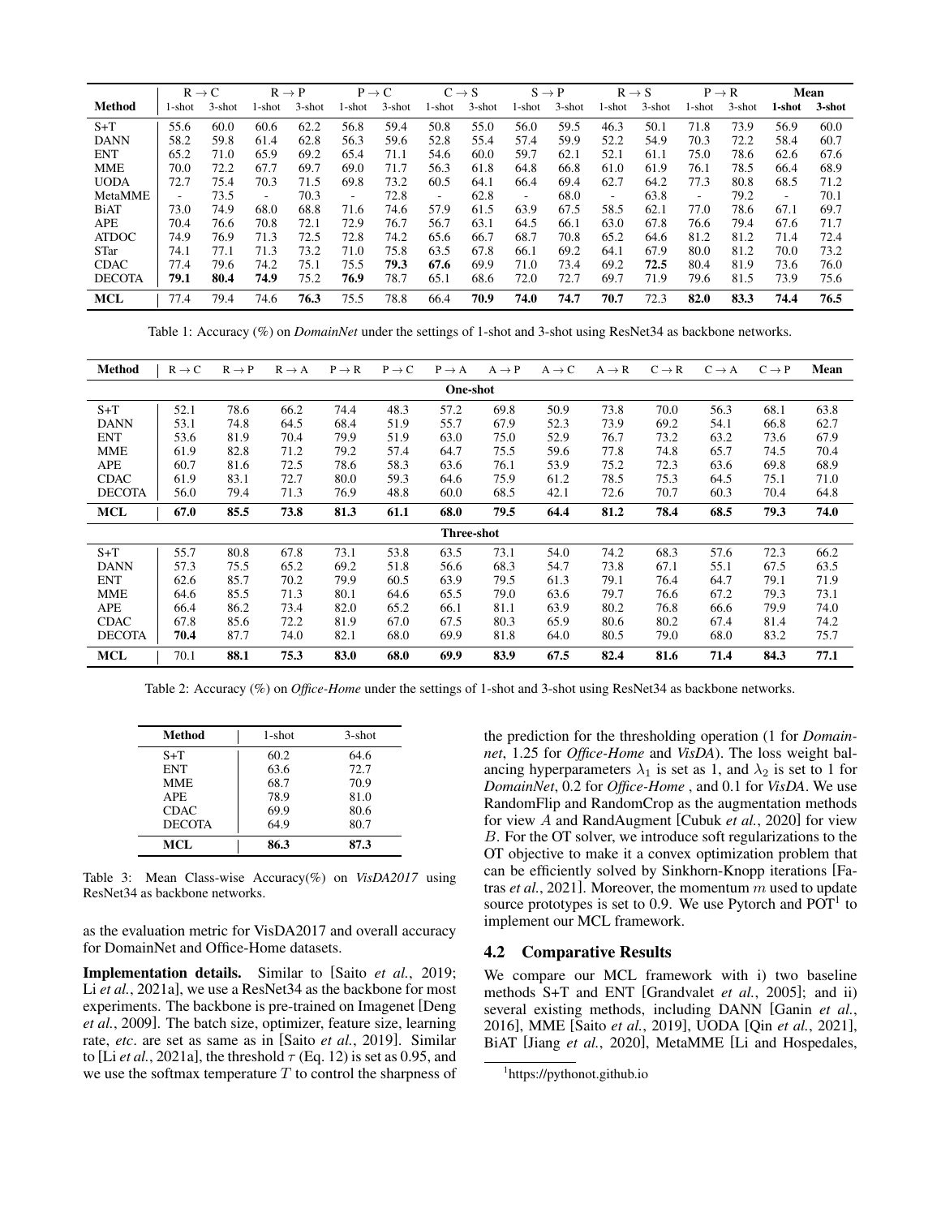| Method | R → C | | R → P | | P → C | | C → S | | S → P | | R → S | | P → R | | Mean | |
|---|---|---|---|---|---|---|---|---|---|---|---|---|---|---|---|---|
| | 1-shot | 3-shot | 1-shot | 3-shot | 1-shot | 3-shot | 1-shot | 3-shot | 1-shot | 3-shot | 1-shot | 3-shot | 1-shot | 3-shot | **1-shot** | **3-shot** |
| S+T | 55.6 | 60.0 | 60.6 | 62.2 | 56.8 | 59.4 | 50.8 | 55.0 | 56.0 | 59.5 | 46.3 | 50.1 | 71.8 | 73.9 | 56.9 | 60.0 |
| DANN | 58.2 | 59.8 | 61.4 | 62.8 | 56.3 | 59.6 | 52.8 | 55.4 | 57.4 | 59.9 | 52.2 | 54.9 | 70.3 | 72.2 | 58.4 | 60.7 |
| ENT | 65.2 | 71.0 | 65.9 | 69.2 | 65.4 | 71.1 | 54.6 | 60.0 | 59.7 | 62.1 | 52.1 | 61.1 | 75.0 | 78.6 | 62.6 | 67.6 |
| MME | 70.0 | 72.2 | 67.7 | 69.7 | 69.0 | 71.7 | 56.3 | 61.8 | 64.8 | 66.8 | 61.0 | 61.9 | 76.1 | 78.5 | 66.4 | 68.9 |
| UODA | 72.7 | 75.4 | 70.3 | 71.5 | 69.8 | 73.2 | 60.5 | 64.1 | 66.4 | 69.4 | 62.7 | 64.2 | 77.3 | 80.8 | 68.5 | 71.2 |
| MetaMME | - | 73.5 | - | 70.3 | - | 72.8 | - | 62.8 | - | 68.0 | - | 63.8 | - | 79.2 | - | 70.1 |
| BiAT | 73.0 | 74.9 | 68.0 | 68.8 | 71.6 | 74.6 | 57.9 | 61.5 | 63.9 | 67.5 | 58.5 | 62.1 | 77.0 | 78.6 | 67.1 | 69.7 |
| APE | 70.4 | 76.6 | 70.8 | 72.1 | 72.9 | 76.7 | 56.7 | 63.1 | 64.5 | 66.1 | 63.0 | 67.8 | 76.6 | 79.4 | 67.6 | 71.7 |
| ATDOC | 74.9 | 76.9 | 71.3 | 72.5 | 72.8 | 74.2 | 65.6 | 66.7 | 68.7 | 70.8 | 65.2 | 64.6 | 81.2 | 81.2 | 71.4 | 72.4 |
| STar | 74.1 | 77.1 | 71.3 | 73.2 | 71.0 | 75.8 | 63.5 | 67.8 | 66.1 | 69.2 | 64.1 | 67.9 | 80.0 | 81.2 | 70.0 | 73.2 |
| CDAC | 77.4 | 79.6 | 74.2 | 75.1 | 75.5 | **79.3** | **67.6** | 69.9 | 71.0 | 73.4 | 69.2 | **72.5** | 80.4 | 81.9 | 73.6 | 76.0 |
| DECOTA | **79.1** | **80.4** | **74.9** | 75.2 | **76.9** | 78.7 | 65.1 | 68.6 | 72.0 | 72.7 | 69.7 | 71.9 | 79.6 | 81.5 | 73.9 | 75.6 |
| **MCL** | 77.4 | 79.4 | 74.6 | **76.3** | 75.5 | 78.8 | 66.4 | **70.9** | **74.0** | **74.7** | **70.7** | 72.3 | **82.0** | **83.3** | **74.4** | **76.5** |

Table 1: Accuracy (%) on *DomainNet* under the settings of 1-shot and 3-shot using ResNet34 as backbone networks.

| Method | R → C | R → P | R → A | P → R | P → C | P → A | A → P | A → C | A → R | C → R | C → A | C → P | Mean |
|---|---|---|---|---|---|---|---|---|---|---|---|---|---|
| | | | | | | | **One-shot** | | | | | | |
| S+T | 52.1 | 78.6 | 66.2 | 74.4 | 48.3 | 57.2 | 69.8 | 50.9 | 73.8 | 70.0 | 56.3 | 68.1 | 63.8 |
| DANN | 53.1 | 74.8 | 64.5 | 68.4 | 51.9 | 55.7 | 67.9 | 52.3 | 73.9 | 69.2 | 54.1 | 66.8 | 62.7 |
| ENT | 53.6 | 81.9 | 70.4 | 79.9 | 51.9 | 63.0 | 75.0 | 52.9 | 76.7 | 73.2 | 63.2 | 73.6 | 67.9 |
| MME | 61.9 | 82.8 | 71.2 | 79.2 | 57.4 | 64.7 | 75.5 | 59.6 | 77.8 | 74.8 | 65.7 | 74.5 | 70.4 |
| APE | 60.7 | 81.6 | 72.5 | 78.6 | 58.3 | 63.6 | 76.1 | 53.9 | 75.2 | 72.3 | 63.6 | 69.8 | 68.9 |
| CDAC | 61.9 | 83.1 | 72.7 | 80.0 | 59.3 | 64.6 | 75.9 | 61.2 | 78.5 | 75.3 | 64.5 | 75.1 | 71.0 |
| DECOTA | 56.0 | 79.4 | 71.3 | 76.9 | 48.8 | 60.0 | 68.5 | 42.1 | 72.6 | 70.7 | 60.3 | 70.4 | 64.8 |
| **MCL** | **67.0** | **85.5** | **73.8** | **81.3** | **61.1** | **68.0** | **79.5** | **64.4** | **81.2** | **78.4** | **68.5** | **79.3** | **74.0** |
| | | | | | | | **Three-shot** | | | | | | |
| S+T | 55.7 | 80.8 | 67.8 | 73.1 | 53.8 | 63.5 | 73.1 | 54.0 | 74.2 | 68.3 | 57.6 | 72.3 | 66.2 |
| DANN | 57.3 | 75.5 | 65.2 | 69.2 | 51.8 | 56.6 | 68.3 | 54.7 | 73.8 | 67.1 | 55.1 | 67.5 | 63.5 |
| ENT | 62.6 | 85.7 | 70.2 | 79.9 | 60.5 | 63.9 | 79.5 | 61.3 | 79.1 | 76.4 | 64.7 | 79.1 | 71.9 |
| MME | 64.6 | 85.5 | 71.3 | 80.1 | 64.6 | 65.5 | 79.0 | 63.6 | 79.7 | 76.6 | 67.2 | 79.3 | 73.1 |
| APE | 66.4 | 86.2 | 73.4 | 82.0 | 65.2 | 66.1 | 81.1 | 63.9 | 80.2 | 76.8 | 66.6 | 79.9 | 74.0 |
| CDAC | 67.8 | 85.6 | 72.2 | 81.9 | 67.0 | 67.5 | 80.3 | 65.9 | 80.6 | 80.2 | 67.4 | 81.4 | 74.2 |
| DECOTA | **70.4** | 87.7 | 74.0 | 82.1 | 68.0 | 69.9 | 81.8 | 64.0 | 80.5 | 79.0 | 68.0 | 83.2 | 75.7 |
| **MCL** | 70.1 | **88.1** | **75.3** | **83.0** | **68.0** | **69.9** | **83.9** | **67.5** | **82.4** | **81.6** | **71.4** | **84.3** | **77.1** |

Table 2: Accuracy (%) on *Office-Home* under the settings of 1-shot and 3-shot using ResNet34 as backbone networks.

| Method | 1-shot | 3-shot |
|---|---|---|
| S+T | 60.2 | 64.6 |
| ENT | 63.6 | 72.7 |
| MME | 68.7 | 70.9 |
| APE | 78.9 | 81.0 |
| CDAC | 69.9 | 80.6 |
| DECOTA | 64.9 | 80.7 |
| **MCL** | **86.3** | **87.3** |

Table 3: Mean Class-wise Accuracy(%) on *VisDA2017* using ResNet34 as backbone networks.

as the evaluation metric for VisDA2017 and overall accuracy for DomainNet and Office-Home datasets.

**Implementation details.** Similar to [Saito *et al.*, 2019; Li *et al.*, 2021a], we use a ResNet34 as the backbone for most experiments. The backbone is pre-trained on Imagenet [Deng *et al.*, 2009]. The batch size, optimizer, feature size, learning rate, *etc*. are set as same as in [Saito *et al.*, 2019]. Similar to [Li *et al.*, 2021a], the threshold $\tau$ (Eq. 12) is set as 0.95, and we use the softmax temperature $T$ to control the sharpness of the prediction for the thresholding operation (1 for *Domainnet*, 1.25 for *Office-Home* and *VisDA*). The loss weight balancing hyperparameters $\lambda_1$ is set as 1, and $\lambda_2$ is set to 1 for *DomainNet*, 0.2 for *Office-Home* , and 0.1 for *VisDA*. We use RandomFlip and RandomCrop as the augmentation methods for view $A$ and RandAugment [Cubuk *et al.*, 2020] for view $B$. For the OT solver, we introduce soft regularizations to the OT objective to make it a convex optimization problem that can be efficiently solved by Sinkhorn-Knopp iterations [Fatras *et al.*, 2021]. Moreover, the momentum $m$ used to update source prototypes is set to 0.9. We use Pytorch and POT[1] to implement our MCL framework.

## 4.2 Comparative Results

We compare our MCL framework with i) two baseline methods S+T and ENT [Grandvalet *et al.*, 2005]; and ii) several existing methods, including DANN [Ganin *et al.*, 2016], MME [Saito *et al.*, 2019], UODA [Qin *et al.*, 2021], BiAT [Jiang *et al.*, 2020], MetaMME [Li and Hospedales,

[1] https://pythonot.github.io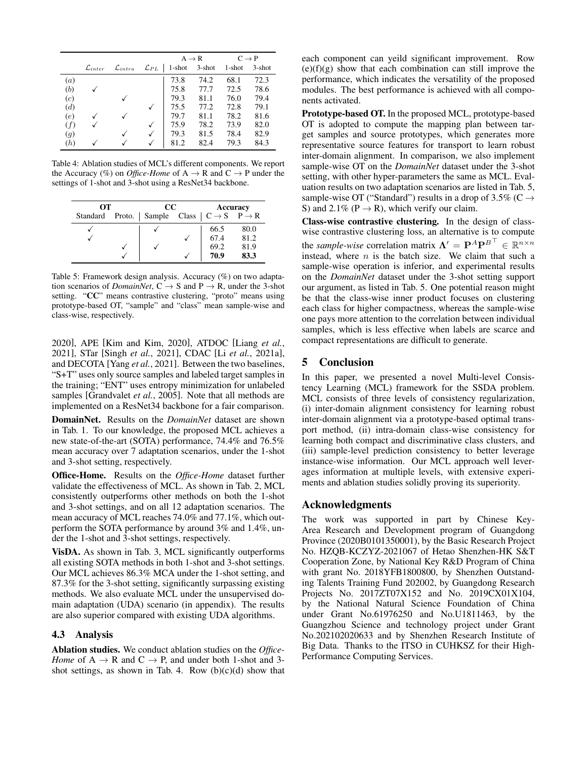|  | $\mathcal{L}_{inter}$ | $\mathcal{L}_{intra}$ | $\mathcal{L}_{PL}$ | A → R 1-shot | A → R 3-shot | C → P 1-shot | C → P 3-shot |
|---|---|---|---|---|---|---|---|
| $(a)$ |  |  |  | 73.8 | 74.2 | 68.1 | 72.3 |
| $(b)$ | ✓ |  |  | 75.8 | 77.7 | 72.5 | 78.6 |
| $(c)$ |  | ✓ |  | 79.3 | 81.1 | 76.0 | 79.4 |
| $(d)$ |  |  | ✓ | 75.5 | 77.2 | 72.8 | 79.1 |
| $(e)$ | ✓ | ✓ |  | 79.7 | 81.1 | 78.2 | 81.6 |
| $(f)$ | ✓ |  | ✓ | 75.9 | 78.2 | 73.9 | 82.0 |
| $(g)$ |  | ✓ | ✓ | 79.3 | 81.5 | 78.4 | 82.9 |
| $(h)$ | ✓ | ✓ | ✓ | 81.2 | 82.4 | 79.3 | 84.3 |

Table 4: Ablation studies of MCL's different components. We report the Accuracy (%) on *Office-Home* of A → R and C → P under the settings of 1-shot and 3-shot using a ResNet34 backbone.

| OT |  | CC |  | Accuracy |  |
|---|---|---|---|---|---|
| Standard | Proto. | Sample | Class | C → S | P → R |
| ✓ |  | ✓ |  | 66.5 | 80.0 |
| ✓ |  |  | ✓ | 67.4 | 81.2 |
|  | ✓ | ✓ |  | 69.2 | 81.9 |
|  | ✓ |  | ✓ | **70.9** | **83.3** |

Table 5: Framework design analysis. Accuracy (%) on two adaptation scenarios of *DomainNet*, C → S and P → R, under the 3-shot setting. "**CC**" means contrastive clustering, "proto" means using prototype-based OT, "sample" and "class" mean sample-wise and class-wise, respectively.

2020], APE [Kim and Kim, 2020], ATDOC [Liang *et al.*, 2021], STar [Singh *et al.*, 2021], CDAC [Li *et al.*, 2021a], and DECOTA [Yang *et al.*, 2021]. Between the two baselines, "S+T" uses only source samples and labeled target samples in the training; "ENT" uses entropy minimization for unlabeled samples [Grandvalet *et al.*, 2005]. Note that all methods are implemented on a ResNet34 backbone for a fair comparison.

**DomainNet.** Results on the *DomainNet* dataset are shown in Tab. 1. To our knowledge, the proposed MCL achieves a new state-of-the-art (SOTA) performance, 74.4% and 76.5% mean accuracy over 7 adaptation scenarios, under the 1-shot and 3-shot setting, respectively.

**Office-Home.** Results on the *Office-Home* dataset further validate the effectiveness of MCL. As shown in Tab. 2, MCL consistently outperforms other methods on both the 1-shot and 3-shot settings, and on all 12 adaptation scenarios. The mean accuracy of MCL reaches 74.0% and 77.1%, which outperform the SOTA performance by around 3% and 1.4%, under the 1-shot and 3-shot settings, respectively.

**VisDA.** As shown in Tab. 3, MCL significantly outperforms all existing SOTA methods in both 1-shot and 3-shot settings. Our MCL achieves 86.3% MCA under the 1-shot setting, and 87.3% for the 3-shot setting, significantly surpassing existing methods. We also evaluate MCL under the unsupervised domain adaptation (UDA) scenario (in appendix). The results are also superior compared with existing UDA algorithms.

### 4.3 Analysis

**Ablation studies.** We conduct ablation studies on the *Office-Home* of A → R and C → P, and under both 1-shot and 3-shot settings, as shown in Tab. 4. Row (b)(c)(d) show that each component can yeild significant improvement. Row (e)(f)(g) show that each combination can still improve the performance, which indicates the versatility of the proposed modules. The best performance is achieved with all components activated.

**Prototype-based OT.** In the proposed MCL, prototype-based OT is adopted to compute the mapping plan between target samples and source prototypes, which generates more representative source features for transport to learn robust inter-domain alignment. In comparison, we also implement sample-wise OT on the *DomainNet* dataset under the 3-shot setting, with other hyper-parameters the same as MCL. Evaluation results on two adaptation scenarios are listed in Tab. 5, sample-wise OT ("Standard") results in a drop of 3.5% (C → S) and 2.1% (P → R), which verify our claim.

**Class-wise contrastive clustering.** In the design of class-wise contrastive clustering loss, an alternative is to compute the *sample-wise* correlation matrix $\mathbf{\Lambda}' = \mathbf{P}^A \mathbf{P}^{B^\top} \in \mathbb{R}^{n \times n}$ instead, where $n$ is the batch size. We claim that such a sample-wise operation is inferior, and experimental results on the *DomainNet* dataset under the 3-shot setting support our argument, as listed in Tab. 5. One potential reason might be that the class-wise inner product focuses on clustering each class for higher compactness, whereas the sample-wise one pays more attention to the correlation between individual samples, which is less effective when labels are scarce and compact representations are difficult to generate.

## 5 Conclusion

In this paper, we presented a novel Multi-level Consistency Learning (MCL) framework for the SSDA problem. MCL consists of three levels of consistency regularization, (i) inter-domain alignment consistency for learning robust inter-domain alignment via a prototype-based optimal transport method, (ii) intra-domain class-wise consistency for learning both compact and discriminative class clusters, and (iii) sample-level prediction consistency to better leverage instance-wise information. Our MCL approach well leverages information at multiple levels, with extensive experiments and ablation studies solidly proving its superiority.

## Acknowledgments

The work was supported in part by Chinese Key-Area Research and Development program of Guangdong Province (2020B0101350001), by the Basic Research Project No. HZQB-KCZYZ-2021067 of Hetao Shenzhen-HK S&T Cooperation Zone, by National Key R&D Program of China with grant No. 2018YFB1800800, by Shenzhen Outstanding Talents Training Fund 202002, by Guangdong Research Projects No. 2017ZT07X152 and No. 2019CX01X104, by the National Natural Science Foundation of China under Grant No.61976250 and No.U1811463, by the Guangzhou Science and technology project under Grant No.202102020633 and by Shenzhen Research Institute of Big Data. Thanks to the ITSO in CUHKSZ for their High-Performance Computing Services.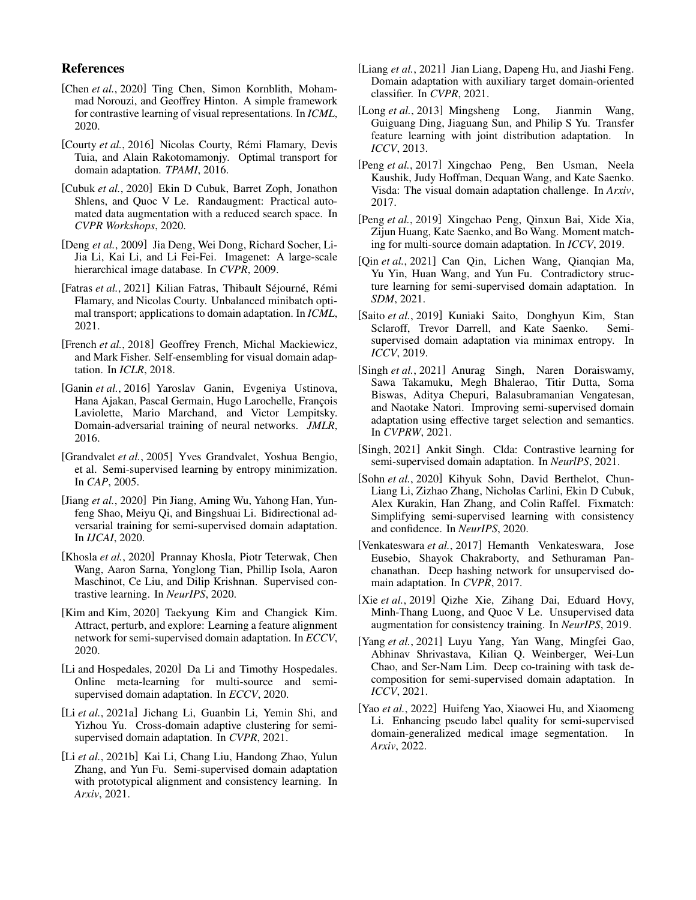## References

[Chen *et al.*, 2020] Ting Chen, Simon Kornblith, Mohammad Norouzi, and Geoffrey Hinton. A simple framework for contrastive learning of visual representations. In *ICML*, 2020.

[Courty *et al.*, 2016] Nicolas Courty, Rémi Flamary, Devis Tuia, and Alain Rakotomamonjy. Optimal transport for domain adaptation. *TPAMI*, 2016.

[Cubuk *et al.*, 2020] Ekin D Cubuk, Barret Zoph, Jonathon Shlens, and Quoc V Le. Randaugment: Practical automated data augmentation with a reduced search space. In *CVPR Workshops*, 2020.

[Deng *et al.*, 2009] Jia Deng, Wei Dong, Richard Socher, Li-Jia Li, Kai Li, and Li Fei-Fei. Imagenet: A large-scale hierarchical image database. In *CVPR*, 2009.

[Fatras *et al.*, 2021] Kilian Fatras, Thibault Séjourné, Rémi Flamary, and Nicolas Courty. Unbalanced minibatch optimal transport; applications to domain adaptation. In *ICML*, 2021.

[French *et al.*, 2018] Geoffrey French, Michal Mackiewicz, and Mark Fisher. Self-ensembling for visual domain adaptation. In *ICLR*, 2018.

[Ganin *et al.*, 2016] Yaroslav Ganin, Evgeniya Ustinova, Hana Ajakan, Pascal Germain, Hugo Larochelle, François Laviolette, Mario Marchand, and Victor Lempitsky. Domain-adversarial training of neural networks. *JMLR*, 2016.

[Grandvalet *et al.*, 2005] Yves Grandvalet, Yoshua Bengio, et al. Semi-supervised learning by entropy minimization. In *CAP*, 2005.

[Jiang *et al.*, 2020] Pin Jiang, Aming Wu, Yahong Han, Yunfeng Shao, Meiyu Qi, and Bingshuai Li. Bidirectional adversarial training for semi-supervised domain adaptation. In *IJCAI*, 2020.

[Khosla *et al.*, 2020] Prannay Khosla, Piotr Teterwak, Chen Wang, Aaron Sarna, Yonglong Tian, Phillip Isola, Aaron Maschinot, Ce Liu, and Dilip Krishnan. Supervised contrastive learning. In *NeurIPS*, 2020.

[Kim and Kim, 2020] Taekyung Kim and Changick Kim. Attract, perturb, and explore: Learning a feature alignment network for semi-supervised domain adaptation. In *ECCV*, 2020.

[Li and Hospedales, 2020] Da Li and Timothy Hospedales. Online meta-learning for multi-source and semi-supervised domain adaptation. In *ECCV*, 2020.

[Li *et al.*, 2021a] Jichang Li, Guanbin Li, Yemin Shi, and Yizhou Yu. Cross-domain adaptive clustering for semi-supervised domain adaptation. In *CVPR*, 2021.

[Li *et al.*, 2021b] Kai Li, Chang Liu, Handong Zhao, Yulun Zhang, and Yun Fu. Semi-supervised domain adaptation with prototypical alignment and consistency learning. In *Arxiv*, 2021.

[Liang *et al.*, 2021] Jian Liang, Dapeng Hu, and Jiashi Feng. Domain adaptation with auxiliary target domain-oriented classifier. In *CVPR*, 2021.

[Long *et al.*, 2013] Mingsheng Long, Jianmin Wang, Guiguang Ding, Jiaguang Sun, and Philip S Yu. Transfer feature learning with joint distribution adaptation. In *ICCV*, 2013.

[Peng *et al.*, 2017] Xingchao Peng, Ben Usman, Neela Kaushik, Judy Hoffman, Dequan Wang, and Kate Saenko. Visda: The visual domain adaptation challenge. In *Arxiv*, 2017.

[Peng *et al.*, 2019] Xingchao Peng, Qinxun Bai, Xide Xia, Zijun Huang, Kate Saenko, and Bo Wang. Moment matching for multi-source domain adaptation. In *ICCV*, 2019.

[Qin *et al.*, 2021] Can Qin, Lichen Wang, Qianqian Ma, Yu Yin, Huan Wang, and Yun Fu. Contradictory structure learning for semi-supervised domain adaptation. In *SDM*, 2021.

[Saito *et al.*, 2019] Kuniaki Saito, Donghyun Kim, Stan Sclaroff, Trevor Darrell, and Kate Saenko. Semi-supervised domain adaptation via minimax entropy. In *ICCV*, 2019.

[Singh *et al.*, 2021] Anurag Singh, Naren Doraiswamy, Sawa Takamuku, Megh Bhalerao, Titir Dutta, Soma Biswas, Aditya Chepuri, Balasubramanian Vengatesan, and Naotake Natori. Improving semi-supervised domain adaptation using effective target selection and semantics. In *CVPRW*, 2021.

[Singh, 2021] Ankit Singh. Clda: Contrastive learning for semi-supervised domain adaptation. In *NeurlPS*, 2021.

[Sohn *et al.*, 2020] Kihyuk Sohn, David Berthelot, Chun-Liang Li, Zizhao Zhang, Nicholas Carlini, Ekin D Cubuk, Alex Kurakin, Han Zhang, and Colin Raffel. Fixmatch: Simplifying semi-supervised learning with consistency and confidence. In *NeurIPS*, 2020.

[Venkateswara *et al.*, 2017] Hemanth Venkateswara, Jose Eusebio, Shayok Chakraborty, and Sethuraman Panchanathan. Deep hashing network for unsupervised domain adaptation. In *CVPR*, 2017.

[Xie *et al.*, 2019] Qizhe Xie, Zihang Dai, Eduard Hovy, Minh-Thang Luong, and Quoc V Le. Unsupervised data augmentation for consistency training. In *NeurIPS*, 2019.

[Yang *et al.*, 2021] Luyu Yang, Yan Wang, Mingfei Gao, Abhinav Shrivastava, Kilian Q. Weinberger, Wei-Lun Chao, and Ser-Nam Lim. Deep co-training with task decomposition for semi-supervised domain adaptation. In *ICCV*, 2021.

[Yao *et al.*, 2022] Huifeng Yao, Xiaowei Hu, and Xiaomeng Li. Enhancing pseudo label quality for semi-supervised domain-generalized medical image segmentation. In *Arxiv*, 2022.